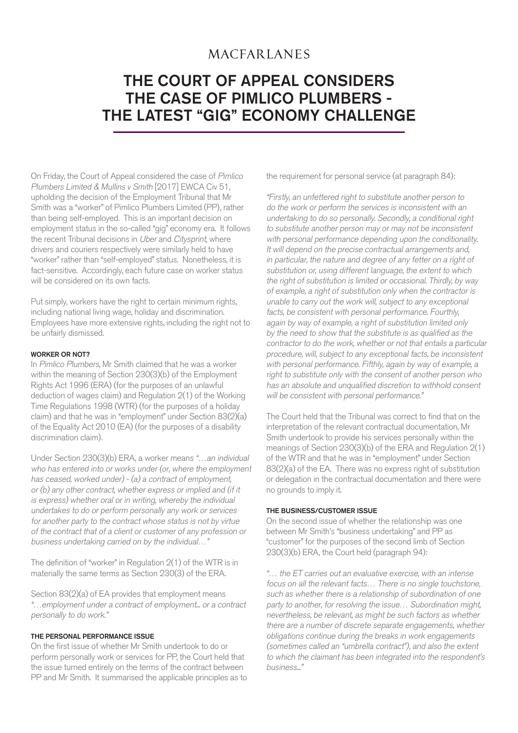MACFARLANES

# THE COURT OF APPEAL CONSIDERS THE CASE OF PIMLICO PLUMBERS - THE LATEST "GIG" ECONOMY CHALLENGE

On Friday, the Court of Appeal considered the case of *Pimlico Plumbers Limited & Mullins v Smith* [2017] EWCA Civ 51, upholding the decision of the Employment Tribunal that Mr Smith was a "worker" of Pimlico Plumbers Limited (PP), rather than being self-employed. This is an important decision on employment status in the so-called "gig" economy era. It follows the recent Tribunal decisions in *Uber* and *Citysprint*, where drivers and couriers respectively were similarly held to have "worker" rather than "self-employed" status. Nonetheless, it is fact-sensitive. Accordingly, each future case on worker status will be considered on its own facts.

Put simply, workers have the right to certain minimum rights, including national living wage, holiday and discrimination. Employees have more extensive rights, including the right not to be unfairly dismissed.

### WORKER OR NOT?

In *Pimlico Plumbers*, Mr Smith claimed that he was a worker within the meaning of Section 230(3)(b) of the Employment Rights Act 1996 (ERA) (for the purposes of an unlawful deduction of wages claim) and Regulation 2(1) of the Working Time Regulations 1998 (WTR) (for the purposes of a holiday claim) and that he was in "employment" under Section 83(2)(a) of the Equality Act 2010 (EA) (for the purposes of a disability discrimination claim).

Under Section 230(3)(b) ERA, a worker means *"…an individual who has entered into or works under (or, where the employment has ceased, worked under) - (a) a contract of employment, or (b) any other contract, whether express or implied and (if it is express) whether oral or in writing, whereby the individual undertakes to do or perform personally any work or services for another party to the contract whose status is not by virtue of the contract that of a client or customer of any profession or business undertaking carried on by the individual…"*

The definition of "worker" in Regulation 2(1) of the WTR is in materially the same terms as Section 230(3) of the ERA.

Section 83(2)(a) of EA provides that employment means *"…employment under a contract of employment… or a contract personally to do work."*

### THE PERSONAL PERFORMANCE ISSUE

On the first issue of whether Mr Smith undertook to do or perform personally work or services for PP, the Court held that the issue turned entirely on the terms of the contract between PP and Mr Smith. It summarised the applicable principles as to the requirement for personal service (at paragraph 84):

*"Firstly, an unfettered right to substitute another person to do the work or perform the services is inconsistent with an undertaking to do so personally. Secondly, a conditional right to substitute another person may or may not be inconsistent with personal performance depending upon the conditionality. It will depend on the precise contractual arrangements and, in particular, the nature and degree of any fetter on a right of substitution or, using different language, the extent to which the right of substitution is limited or occasional. Thirdly, by way of example, a right of substitution only when the contractor is unable to carry out the work will, subject to any exceptional facts, be consistent with personal performance. Fourthly, again by way of example, a right of substitution limited only by the need to show that the substitute is as qualified as the contractor to do the work, whether or not that entails a particular procedure, will, subject to any exceptional facts, be inconsistent with personal performance. Fifthly, again by way of example, a right to substitute only with the consent of another person who has an absolute and unqualified discretion to withhold consent will be consistent with personal performance."*

The Court held that the Tribunal was correct to find that on the interpretation of the relevant contractual documentation, Mr Smith undertook to provide his services personally within the meanings of Section 230(3)(b) of the ERA and Regulation 2(1) of the WTR and that he was in "employment" under Section 83(2)(a) of the EA. There was no express right of substitution or delegation in the contractual documentation and there were no grounds to imply it.

### THE BUSINESS/CUSTOMER ISSUE

On the second issue of whether the relationship was one between Mr Smith's "business undertaking" and PP as "customer" for the purposes of the second limb of Section 230(3)(b) ERA, the Court held (paragraph 94):

*"… the ET carries out an evaluative exercise, with an intense focus on all the relevant facts… There is no single touchstone, such as whether there is a relationship of subordination of one party to another, for resolving the issue… Subordination might, nevertheless, be relevant, as might be such factors as whether there are a number of discrete separate engagements, whether obligations continue during the breaks in work engagements (sometimes called an "umbrella contract"), and also the extent to which the claimant has been integrated into the respondent's business…"*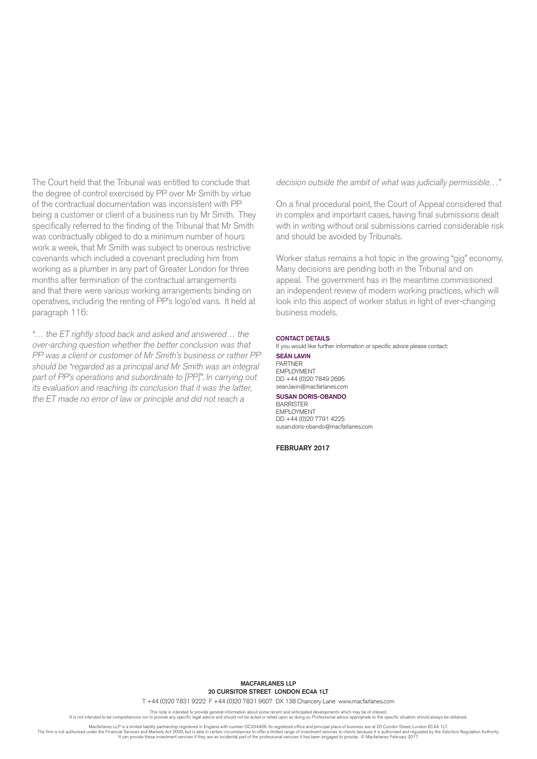The Court held that the Tribunal was entitled to conclude that the degree of control exercised by PP over Mr Smith by virtue of the contractual documentation was inconsistent with PP being a customer or client of a business run by Mr Smith. They specifically referred to the finding of the Tribunal that Mr Smith was contractually obliged to do a minimum number of hours work a week, that Mr Smith was subject to onerous restrictive covenants which included a covenant precluding him from working as a plumber in any part of Greater London for three months after termination of the contractual arrangements and that there were various working arrangements binding on operatives, including the renting of PP's logo'ed vans. It held at paragraph 116:

*"… the ET rightly stood back and asked and answered… the over-arching question whether the better conclusion was that PP was a client or customer of Mr Smith's business or rather PP should be "regarded as a principal and Mr Smith was an integral part of PP's operations and subordinate to [PP]". In carrying out its evaluation and reaching its conclusion that it was the latter, the ET made no error of law or principle and did not reach a decision outside the ambit of what was judicially permissible…"*

On a final procedural point, the Court of Appeal considered that in complex and important cases, having final submissions dealt with in writing without oral submissions carried considerable risk and should be avoided by Tribunals.

Worker status remains a hot topic in the growing "gig" economy. Many decisions are pending both in the Tribunal and on appeal. The government has in the meantime commissioned an independent review of modern working practices, which will look into this aspect of worker status in light of ever-changing business models.

**CONTACT DETAILS**

If you would like further information or specific advice please contact:

**SEÁN LAVIN**
PARTNER
EMPLOYMENT
DD +44 (0)20 7849 2695
sean.lavin@macfarlanes.com

**SUSAN DORIS-OBANDO**
BARRISTER
EMPLOYMENT
DD +44 (0)20 7791 4225
susan.doris-obando@macfarlanes.com

**FEBRUARY 2017**

**MACFARLANES LLP**
**20 CURSITOR STREET LONDON EC4A 1LT**

T +44 (0)20 7831 9222 F +44 (0)20 7831 9607 DX 138 Chancery Lane www.macfarlanes.com

This note is intended to provide general information about some recent and anticipated developments which may be of interest.
It is not intended to be comprehensive nor to provide any specific legal advice and should not be acted or relied upon as doing so. Professional advice appropriate to the specific situation should always be obtained.

Macfarlanes LLP is a limited liability partnership registered in England with number OC334406. Its registered office and principal place of business are at 20 Cursitor Street, London EC4A 1LT.
The firm is not authorised under the Financial Services and Markets Act 2000, but is able in certain circumstances to offer a limited range of investment services to clients because it is authorised and regulated by the Solicitors Regulation Authority.
It can provide these investment services if they are an incidental part of the professional services it has been engaged to provide. © Macfarlanes February 2017